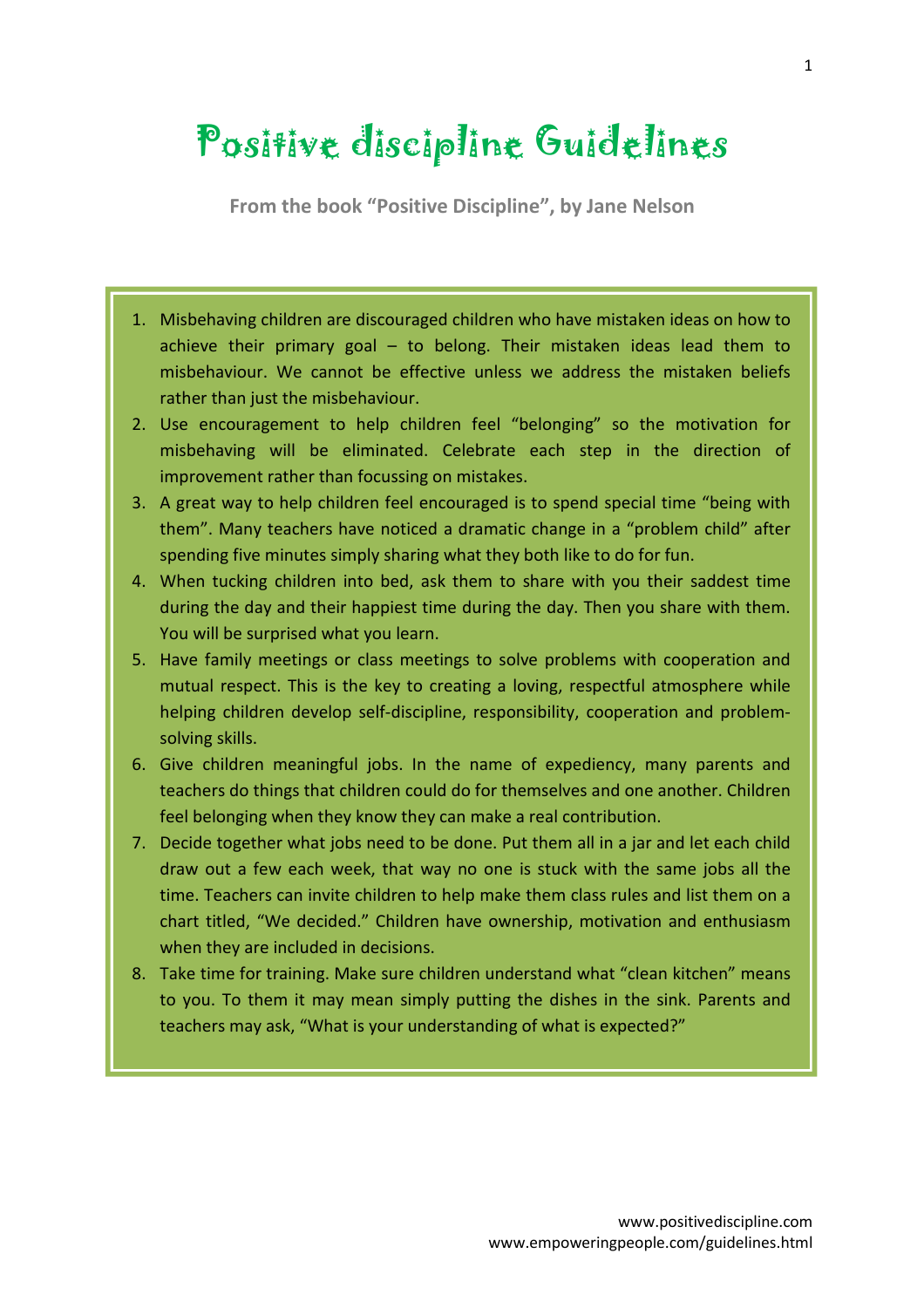# Positive discipline Guidelines

**From the book "Positive Discipline", by Jane Nelson**

1. Misbehaving children are discouraged children who have mistaken ideas on how to achieve their primary goal – to belong. Their mistaken ideas lead them to misbehaviour. We cannot be effective unless we address the mistaken beliefs rather than just the misbehaviour.
2. Use encouragement to help children feel "belonging" so the motivation for misbehaving will be eliminated. Celebrate each step in the direction of improvement rather than focussing on mistakes.
3. A great way to help children feel encouraged is to spend special time "being with them". Many teachers have noticed a dramatic change in a "problem child" after spending five minutes simply sharing what they both like to do for fun.
4. When tucking children into bed, ask them to share with you their saddest time during the day and their happiest time during the day. Then you share with them. You will be surprised what you learn.
5. Have family meetings or class meetings to solve problems with cooperation and mutual respect. This is the key to creating a loving, respectful atmosphere while helping children develop self-discipline, responsibility, cooperation and problem-solving skills.
6. Give children meaningful jobs. In the name of expediency, many parents and teachers do things that children could do for themselves and one another. Children feel belonging when they know they can make a real contribution.
7. Decide together what jobs need to be done. Put them all in a jar and let each child draw out a few each week, that way no one is stuck with the same jobs all the time. Teachers can invite children to help make them class rules and list them on a chart titled, "We decided." Children have ownership, motivation and enthusiasm when they are included in decisions.
8. Take time for training. Make sure children understand what "clean kitchen" means to you. To them it may mean simply putting the dishes in the sink. Parents and teachers may ask, "What is your understanding of what is expected?"

www.positivediscipline.com
www.empoweringpeople.com/guidelines.html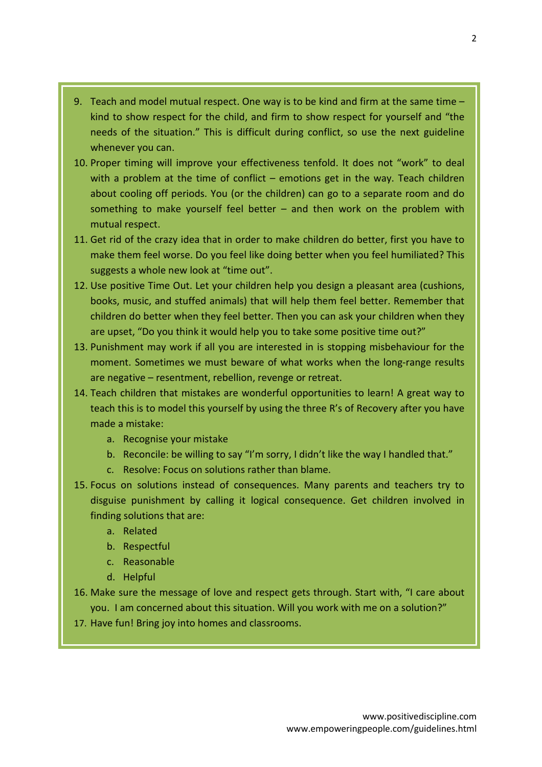9. Teach and model mutual respect. One way is to be kind and firm at the same time – kind to show respect for the child, and firm to show respect for yourself and "the needs of the situation." This is difficult during conflict, so use the next guideline whenever you can.
10. Proper timing will improve your effectiveness tenfold. It does not "work" to deal with a problem at the time of conflict – emotions get in the way. Teach children about cooling off periods. You (or the children) can go to a separate room and do something to make yourself feel better – and then work on the problem with mutual respect.
11. Get rid of the crazy idea that in order to make children do better, first you have to make them feel worse. Do you feel like doing better when you feel humiliated? This suggests a whole new look at "time out".
12. Use positive Time Out. Let your children help you design a pleasant area (cushions, books, music, and stuffed animals) that will help them feel better. Remember that children do better when they feel better. Then you can ask your children when they are upset, "Do you think it would help you to take some positive time out?"
13. Punishment may work if all you are interested in is stopping misbehaviour for the moment. Sometimes we must beware of what works when the long-range results are negative – resentment, rebellion, revenge or retreat.
14. Teach children that mistakes are wonderful opportunities to learn! A great way to teach this is to model this yourself by using the three R's of Recovery after you have made a mistake:
    a. Recognise your mistake
    b. Reconcile: be willing to say "I'm sorry, I didn't like the way I handled that."
    c. Resolve: Focus on solutions rather than blame.
15. Focus on solutions instead of consequences. Many parents and teachers try to disguise punishment by calling it logical consequence. Get children involved in finding solutions that are:
    a. Related
    b. Respectful
    c. Reasonable
    d. Helpful
16. Make sure the message of love and respect gets through. Start with, "I care about you. I am concerned about this situation. Will you work with me on a solution?"
17. Have fun! Bring joy into homes and classrooms.

www.positivediscipline.com
www.empoweringpeople.com/guidelines.html